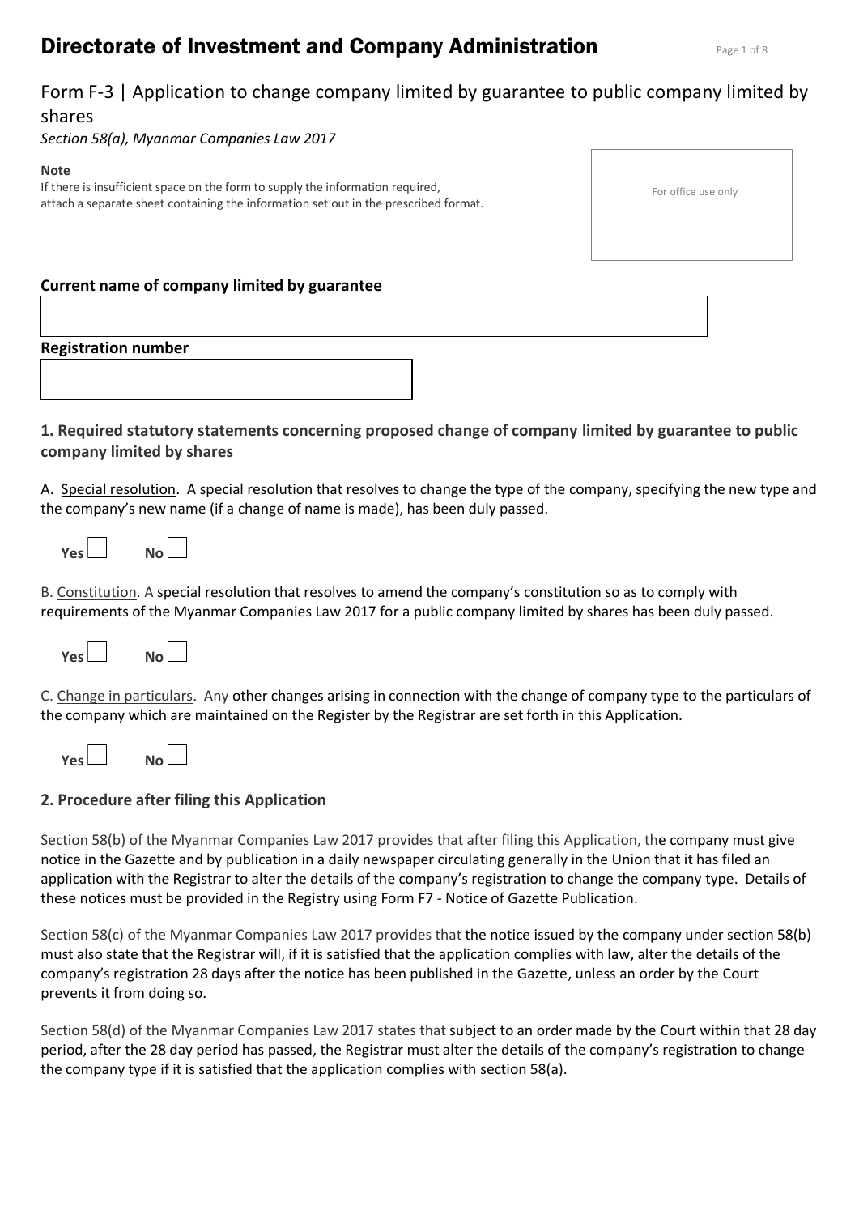# Directorate of Investment and Company Administration

## Form F-3 | Application to change company limited by guarantee to public company limited by shares

*Section 58(a), Myanmar Companies Law 2017*

**Note**
If there is insufficient space on the form to supply the information required, attach a separate sheet containing the information set out in the prescribed format.

For office use only

**Current name of company limited by guarantee**

**Registration number**

### 1. Required statutory statements concerning proposed change of company limited by guarantee to public company limited by shares

A. Special resolution. A special resolution that resolves to change the type of the company, specifying the new type and the company's new name (if a change of name is made), has been duly passed.

**Yes** ☐ **No** ☐

B. Constitution. A special resolution that resolves to amend the company's constitution so as to comply with requirements of the Myanmar Companies Law 2017 for a public company limited by shares has been duly passed.

**Yes** ☐ **No** ☐

C. Change in particulars. Any other changes arising in connection with the change of company type to the particulars of the company which are maintained on the Register by the Registrar are set forth in this Application.

**Yes** ☐ **No** ☐

### 2. Procedure after filing this Application

Section 58(b) of the Myanmar Companies Law 2017 provides that after filing this Application, the company must give notice in the Gazette and by publication in a daily newspaper circulating generally in the Union that it has filed an application with the Registrar to alter the details of the company's registration to change the company type. Details of these notices must be provided in the Registry using Form F7 - Notice of Gazette Publication.

Section 58(c) of the Myanmar Companies Law 2017 provides that the notice issued by the company under section 58(b) must also state that the Registrar will, if it is satisfied that the application complies with law, alter the details of the company's registration 28 days after the notice has been published in the Gazette, unless an order by the Court prevents it from doing so.

Section 58(d) of the Myanmar Companies Law 2017 states that subject to an order made by the Court within that 28 day period, after the 28 day period has passed, the Registrar must alter the details of the company's registration to change the company type if it is satisfied that the application complies with section 58(a).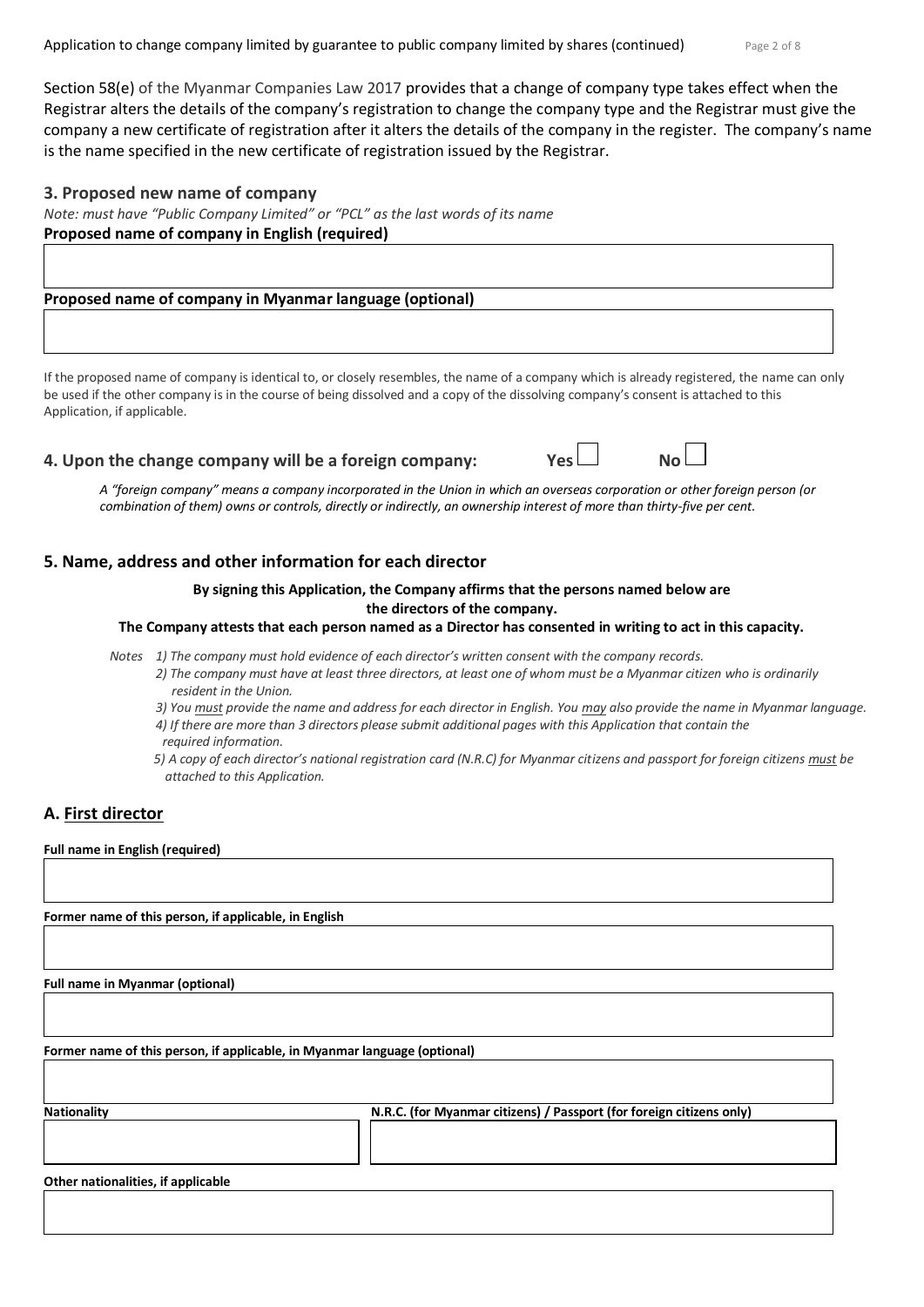Section 58(e) of the Myanmar Companies Law 2017 provides that a change of company type takes effect when the Registrar alters the details of the company's registration to change the company type and the Registrar must give the company a new certificate of registration after it alters the details of the company in the register. The company's name is the name specified in the new certificate of registration issued by the Registrar.

## 3. Proposed new name of company

*Note: must have "Public Company Limited" or "PCL" as the last words of its name*

**Proposed name of company in English (required)**

**Proposed name of company in Myanmar language (optional)**

If the proposed name of company is identical to, or closely resembles, the name of a company which is already registered, the name can only be used if the other company is in the course of being dissolved and a copy of the dissolving company's consent is attached to this Application, if applicable.

## 4. Upon the change company will be a foreign company: Yes ☐ No ☐

*A "foreign company" means a company incorporated in the Union in which an overseas corporation or other foreign person (or combination of them) owns or controls, directly or indirectly, an ownership interest of more than thirty-five per cent.*

## 5. Name, address and other information for each director

**By signing this Application, the Company affirms that the persons named below are the directors of the company.**

**The Company attests that each person named as a Director has consented in writing to act in this capacity.**

*Notes*
*1) The company must hold evidence of each director's written consent with the company records.*
*2) The company must have at least three directors, at least one of whom must be a Myanmar citizen who is ordinarily resident in the Union.*
*3) You must provide the name and address for each director in English. You may also provide the name in Myanmar language.*
*4) If there are more than 3 directors please submit additional pages with this Application that contain the required information.*
*5) A copy of each director's national registration card (N.R.C) for Myanmar citizens and passport for foreign citizens must be attached to this Application.*

### A. First director

**Full name in English (required)**

**Former name of this person, if applicable, in English**

**Full name in Myanmar (optional)**

**Former name of this person, if applicable, in Myanmar language (optional)**

| Nationality | N.R.C. (for Myanmar citizens) / Passport (for foreign citizens only) |
| --- | --- |
| | |

**Other nationalities, if applicable**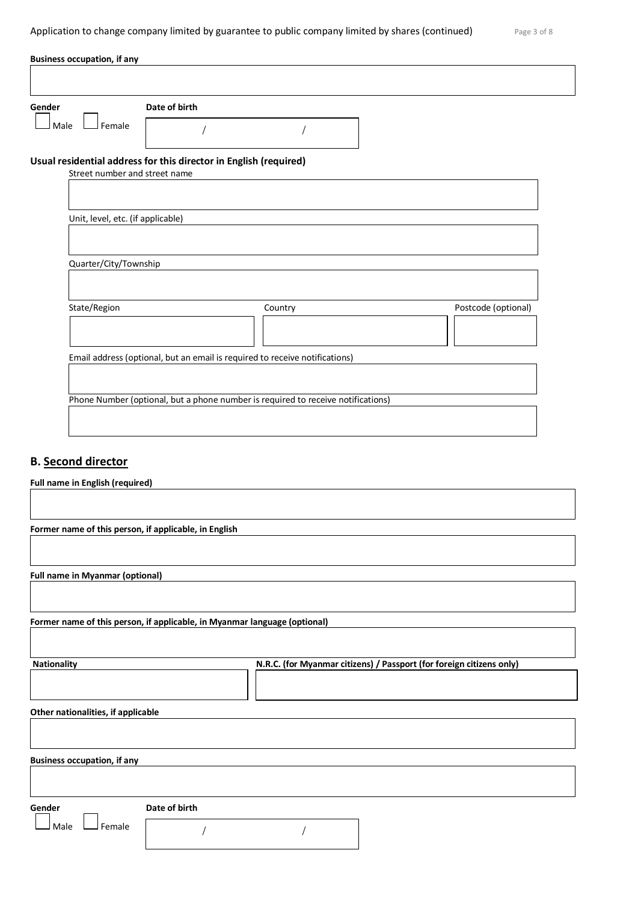**Business occupation, if any**

&nbsp;

**Gender**

☐ Male ☐ Female

**Date of birth**

/ /

**Usual residential address for this director in English (required)**

Street number and street name

&nbsp;

Unit, level, etc. (if applicable)

&nbsp;

Quarter/City/Township

&nbsp;

| State/Region | Country | Postcode (optional) |
|---|---|---|
| | | |

Email address (optional, but an email is required to receive notifications)

&nbsp;

Phone Number (optional, but a phone number is required to receive notifications)

&nbsp;

## B. Second director

**Full name in English (required)**

&nbsp;

**Former name of this person, if applicable, in English**

&nbsp;

**Full name in Myanmar (optional)**

&nbsp;

**Former name of this person, if applicable, in Myanmar language (optional)**

&nbsp;

| **Nationality** | **N.R.C. (for Myanmar citizens) / Passport (for foreign citizens only)** |
|---|---|
| | |

**Other nationalities, if applicable**

&nbsp;

**Business occupation, if any**

&nbsp;

**Gender**

☐ Male ☐ Female

**Date of birth**

/ /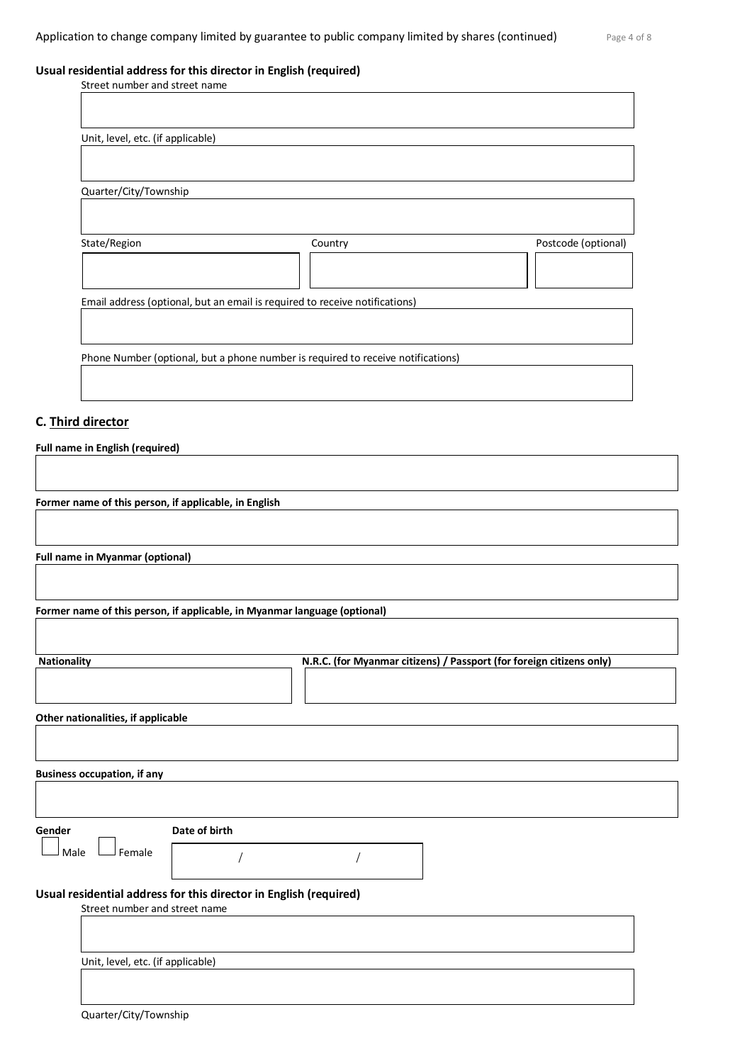**Usual residential address for this director in English (required)**

Street number and street name

Unit, level, etc. (if applicable)

Quarter/City/Township

State/Region

Country

Postcode (optional)

Email address (optional, but an email is required to receive notifications)

Phone Number (optional, but a phone number is required to receive notifications)

## C. Third director

**Full name in English (required)**

**Former name of this person, if applicable, in English**

**Full name in Myanmar (optional)**

**Former name of this person, if applicable, in Myanmar language (optional)**

**Nationality**

**N.R.C. (for Myanmar citizens) / Passport (for foreign citizens only)**

**Other nationalities, if applicable**

**Business occupation, if any**

**Gender**

☐ Male ☐ Female

**Date of birth**

/ /

**Usual residential address for this director in English (required)**

Street number and street name

Unit, level, etc. (if applicable)

Quarter/City/Township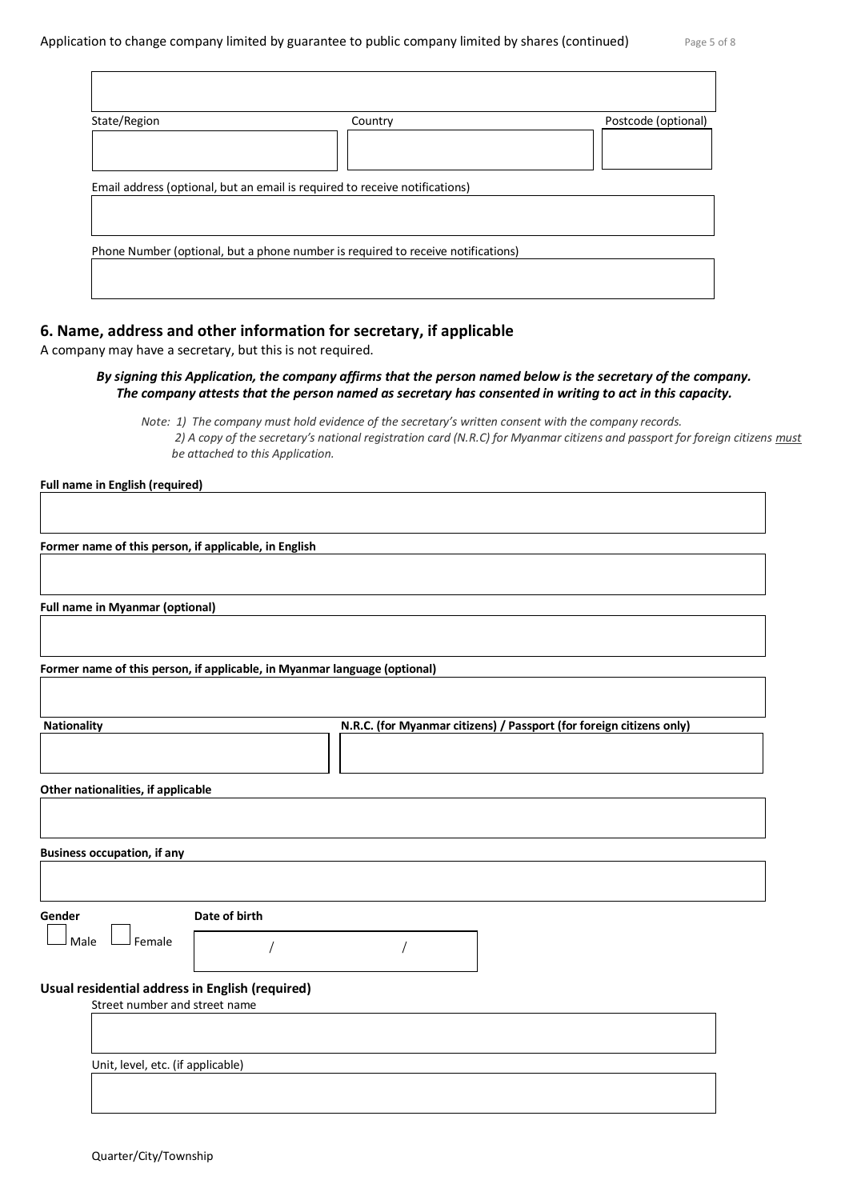State/Region | Country | Postcode (optional)

Email address (optional, but an email is required to receive notifications)

Phone Number (optional, but a phone number is required to receive notifications)

## 6. Name, address and other information for secretary, if applicable

A company may have a secretary, but this is not required.

***By signing this Application, the company affirms that the person named below is the secretary of the company. The company attests that the person named as secretary has consented in writing to act in this capacity.***

*Note: 1) The company must hold evidence of the secretary's written consent with the company records.*
*2) A copy of the secretary's national registration card (N.R.C) for Myanmar citizens and passport for foreign citizens must be attached to this Application.*

**Full name in English (required)**

**Former name of this person, if applicable, in English**

**Full name in Myanmar (optional)**

**Former name of this person, if applicable, in Myanmar language (optional)**

**Nationality** | **N.R.C. (for Myanmar citizens) / Passport (for foreign citizens only)**

**Other nationalities, if applicable**

**Business occupation, if any**

**Gender**

☐ Male ☐ Female

**Date of birth**

/ /

**Usual residential address in English (required)**

Street number and street name

Unit, level, etc. (if applicable)

Quarter/City/Township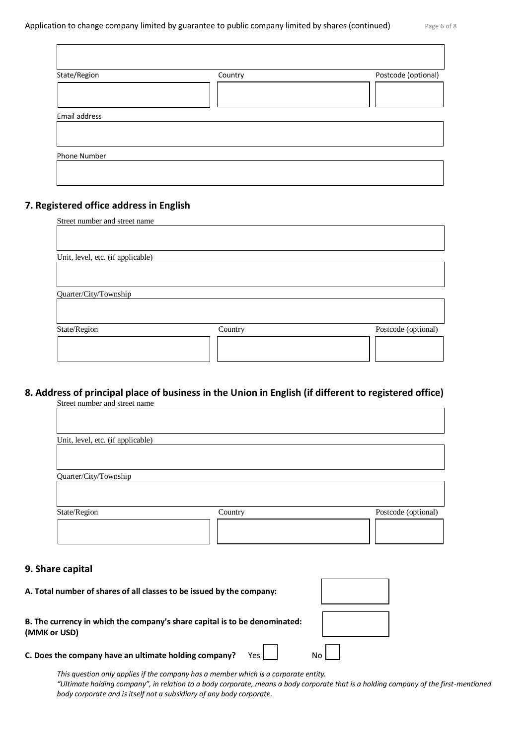State/Region | Country | Postcode (optional)

Email address

Phone Number

## 7. Registered office address in English

Street number and street name

Unit, level, etc. (if applicable)

Quarter/City/Township

State/Region | Country | Postcode (optional)

## 8. Address of principal place of business in the Union in English (if different to registered office)

Street number and street name

Unit, level, etc. (if applicable)

Quarter/City/Township

State/Region | Country | Postcode (optional)

## 9. Share capital

**A. Total number of shares of all classes to be issued by the company:**

**B. The currency in which the company's share capital is to be denominated: (MMK or USD)**

**C. Does the company have an ultimate holding company?** Yes ☐ No ☐

*This question only applies if the company has a member which is a corporate entity.*
*"Ultimate holding company", in relation to a body corporate, means a body corporate that is a holding company of the first-mentioned body corporate and is itself not a subsidiary of any body corporate.*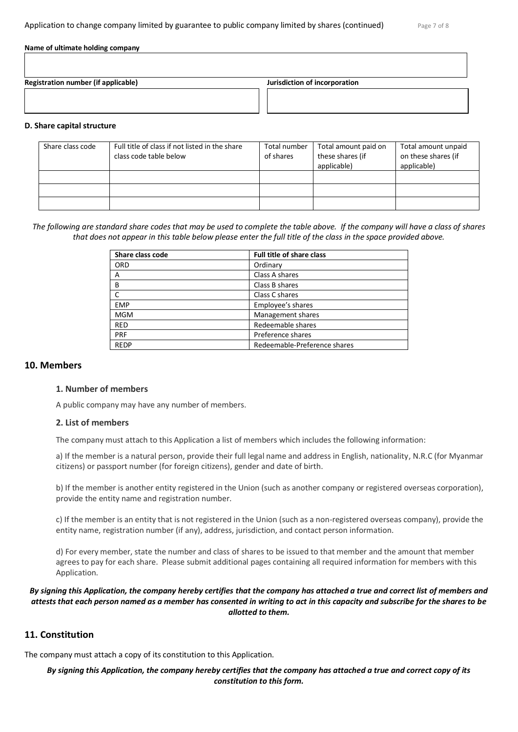**Name of ultimate holding company**

| |
|---|
| |

| Registration number (if applicable) | Jurisdiction of incorporation |
|---|---|
| | |

**D. Share capital structure**

| Share class code | Full title of class if not listed in the share class code table below | Total number of shares | Total amount paid on these shares (if applicable) | Total amount unpaid on these shares (if applicable) |
|---|---|---|---|---|
| | | | | |
| | | | | |
| | | | | |

*The following are standard share codes that may be used to complete the table above. If the company will have a class of shares that does not appear in this table below please enter the full title of the class in the space provided above.*

| Share class code | Full title of share class |
|---|---|
| ORD | Ordinary |
| A | Class A shares |
| B | Class B shares |
| C | Class C shares |
| EMP | Employee's shares |
| MGM | Management shares |
| RED | Redeemable shares |
| PRF | Preference shares |
| REDP | Redeemable-Preference shares |

## 10. Members

### 1. Number of members

A public company may have any number of members.

### 2. List of members

The company must attach to this Application a list of members which includes the following information:

a) If the member is a natural person, provide their full legal name and address in English, nationality, N.R.C (for Myanmar citizens) or passport number (for foreign citizens), gender and date of birth.

b) If the member is another entity registered in the Union (such as another company or registered overseas corporation), provide the entity name and registration number.

c) If the member is an entity that is not registered in the Union (such as a non-registered overseas company), provide the entity name, registration number (if any), address, jurisdiction, and contact person information.

d) For every member, state the number and class of shares to be issued to that member and the amount that member agrees to pay for each share. Please submit additional pages containing all required information for members with this Application.

***By signing this Application, the company hereby certifies that the company has attached a true and correct list of members and attests that each person named as a member has consented in writing to act in this capacity and subscribe for the shares to be allotted to them.***

## 11. Constitution

The company must attach a copy of its constitution to this Application.

***By signing this Application, the company hereby certifies that the company has attached a true and correct copy of its constitution to this form.***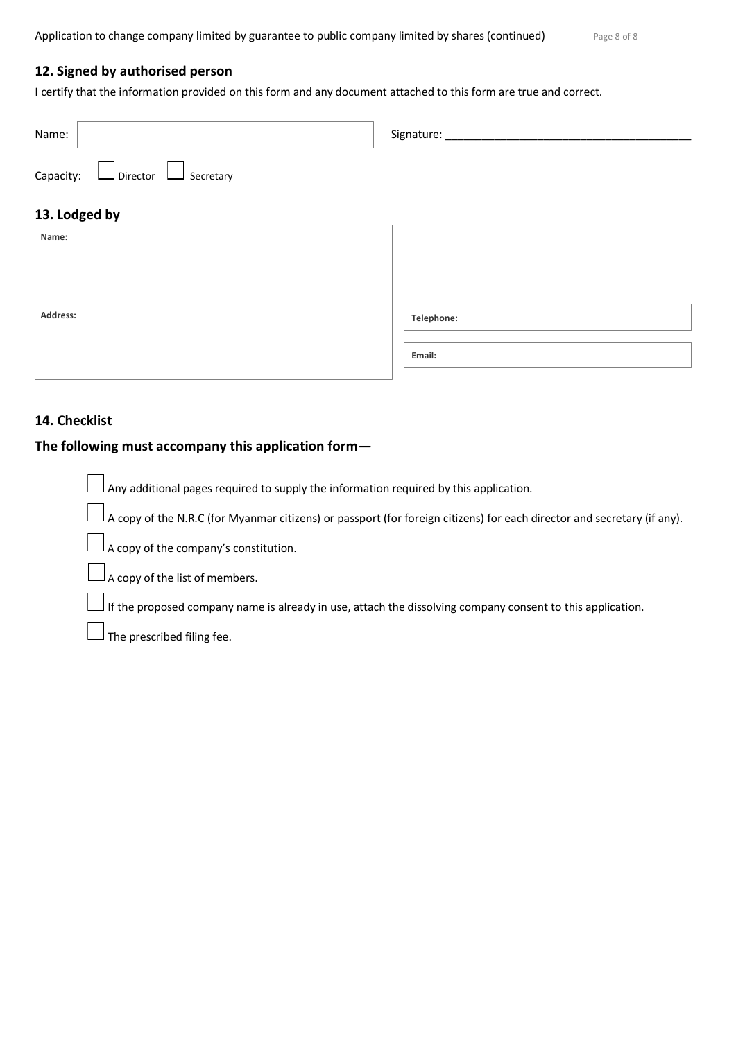## 12. Signed by authorised person

I certify that the information provided on this form and any document attached to this form are true and correct.

Name: \_\_\_\_\_\_\_\_\_\_\_\_\_\_\_\_\_\_\_\_\_\_\_\_ Signature: \_\_\_\_\_\_\_\_\_\_\_\_\_\_\_\_\_\_\_\_\_\_\_\_\_\_\_\_\_\_\_\_\_\_\_\_\_\_

Capacity: ☐ Director ☐ Secretary

## 13. Lodged by

**Name:**

**Address:**

**Telephone:**

**Email:**

## 14. Checklist

### The following must accompany this application form—

- ☐ Any additional pages required to supply the information required by this application.
- ☐ A copy of the N.R.C (for Myanmar citizens) or passport (for foreign citizens) for each director and secretary (if any).
- ☐ A copy of the company's constitution.
- ☐ A copy of the list of members.
- ☐ If the proposed company name is already in use, attach the dissolving company consent to this application.
- ☐ The prescribed filing fee.